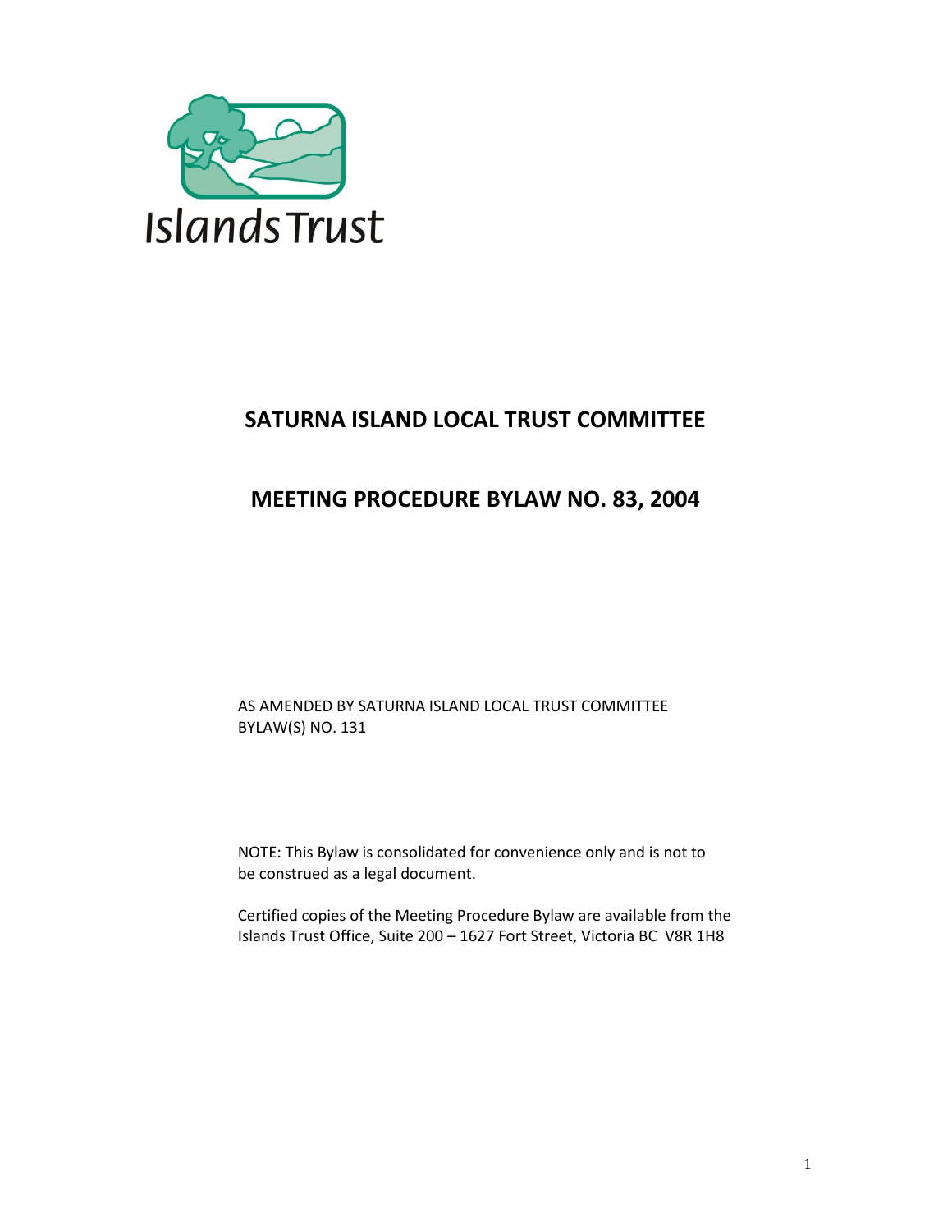Islands Trust

# SATURNA ISLAND LOCAL TRUST COMMITTEE

# MEETING PROCEDURE BYLAW NO. 83, 2004

AS AMENDED BY SATURNA ISLAND LOCAL TRUST COMMITTEE BYLAW(S) NO. 131

NOTE: This Bylaw is consolidated for convenience only and is not to be construed as a legal document.

Certified copies of the Meeting Procedure Bylaw are available from the Islands Trust Office, Suite 200 – 1627 Fort Street, Victoria BC V8R 1H8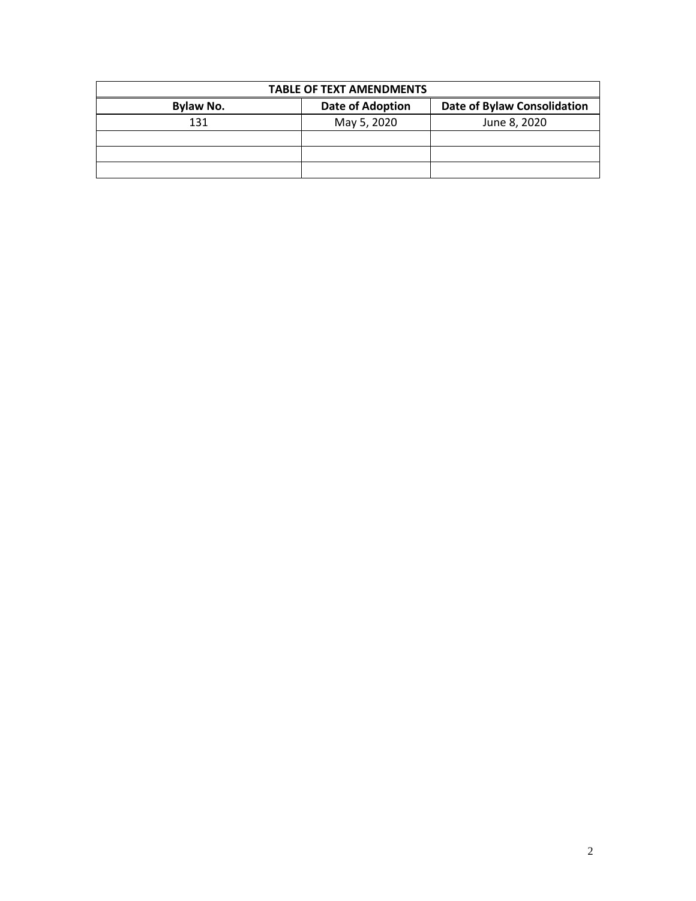| TABLE OF TEXT AMENDMENTS | | |
|---|---|---|
| **Bylaw No.** | **Date of Adoption** | **Date of Bylaw Consolidation** |
| 131 | May 5, 2020 | June 8, 2020 |
| | | |
| | | |
| | | |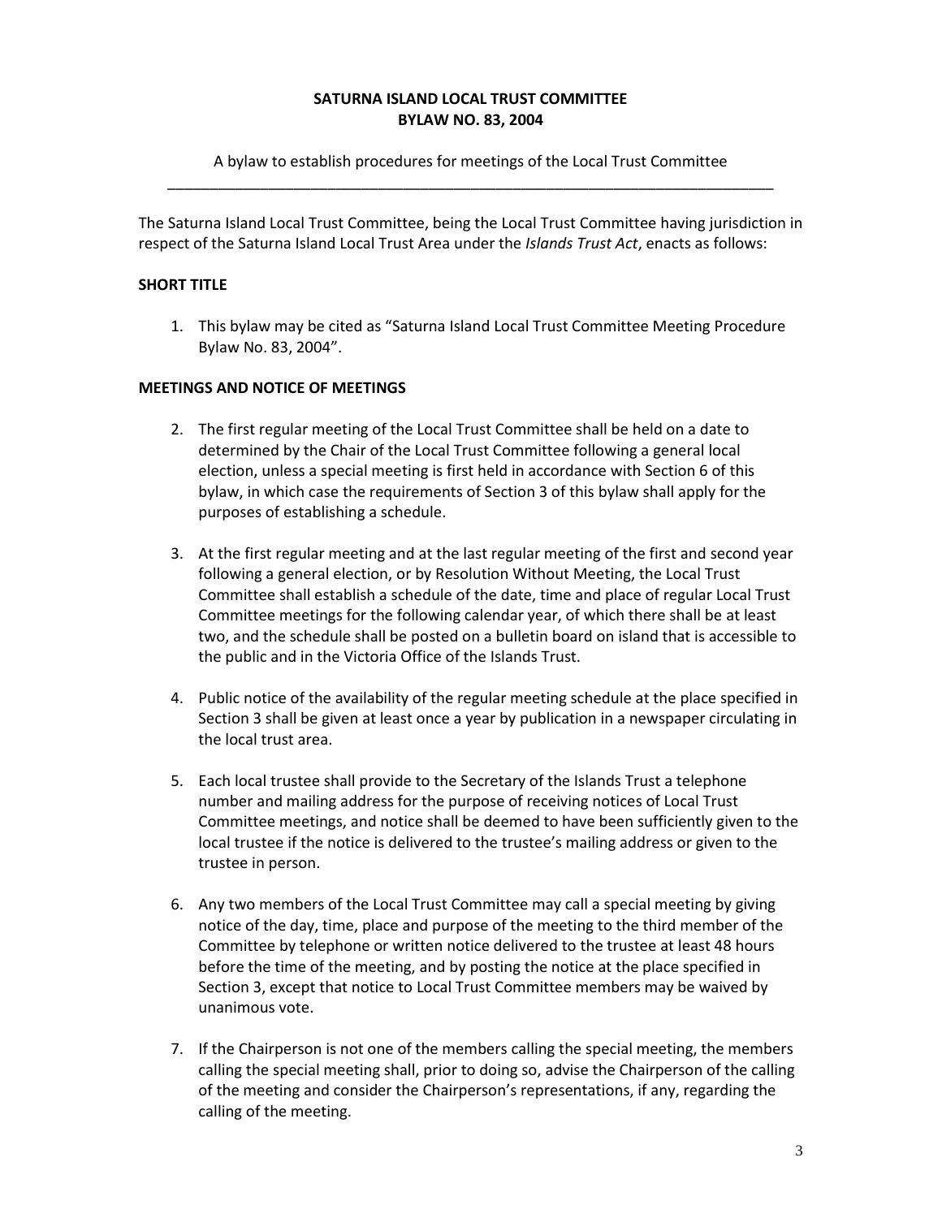**SATURNA ISLAND LOCAL TRUST COMMITTEE**
**BYLAW NO. 83, 2004**

A bylaw to establish procedures for meetings of the Local Trust Committee

---

The Saturna Island Local Trust Committee, being the Local Trust Committee having jurisdiction in respect of the Saturna Island Local Trust Area under the *Islands Trust Act*, enacts as follows:

### SHORT TITLE

1. This bylaw may be cited as "Saturna Island Local Trust Committee Meeting Procedure Bylaw No. 83, 2004".

### MEETINGS AND NOTICE OF MEETINGS

2. The first regular meeting of the Local Trust Committee shall be held on a date to determined by the Chair of the Local Trust Committee following a general local election, unless a special meeting is first held in accordance with Section 6 of this bylaw, in which case the requirements of Section 3 of this bylaw shall apply for the purposes of establishing a schedule.

3. At the first regular meeting and at the last regular meeting of the first and second year following a general election, or by Resolution Without Meeting, the Local Trust Committee shall establish a schedule of the date, time and place of regular Local Trust Committee meetings for the following calendar year, of which there shall be at least two, and the schedule shall be posted on a bulletin board on island that is accessible to the public and in the Victoria Office of the Islands Trust.

4. Public notice of the availability of the regular meeting schedule at the place specified in Section 3 shall be given at least once a year by publication in a newspaper circulating in the local trust area.

5. Each local trustee shall provide to the Secretary of the Islands Trust a telephone number and mailing address for the purpose of receiving notices of Local Trust Committee meetings, and notice shall be deemed to have been sufficiently given to the local trustee if the notice is delivered to the trustee's mailing address or given to the trustee in person.

6. Any two members of the Local Trust Committee may call a special meeting by giving notice of the day, time, place and purpose of the meeting to the third member of the Committee by telephone or written notice delivered to the trustee at least 48 hours before the time of the meeting, and by posting the notice at the place specified in Section 3, except that notice to Local Trust Committee members may be waived by unanimous vote.

7. If the Chairperson is not one of the members calling the special meeting, the members calling the special meeting shall, prior to doing so, advise the Chairperson of the calling of the meeting and consider the Chairperson's representations, if any, regarding the calling of the meeting.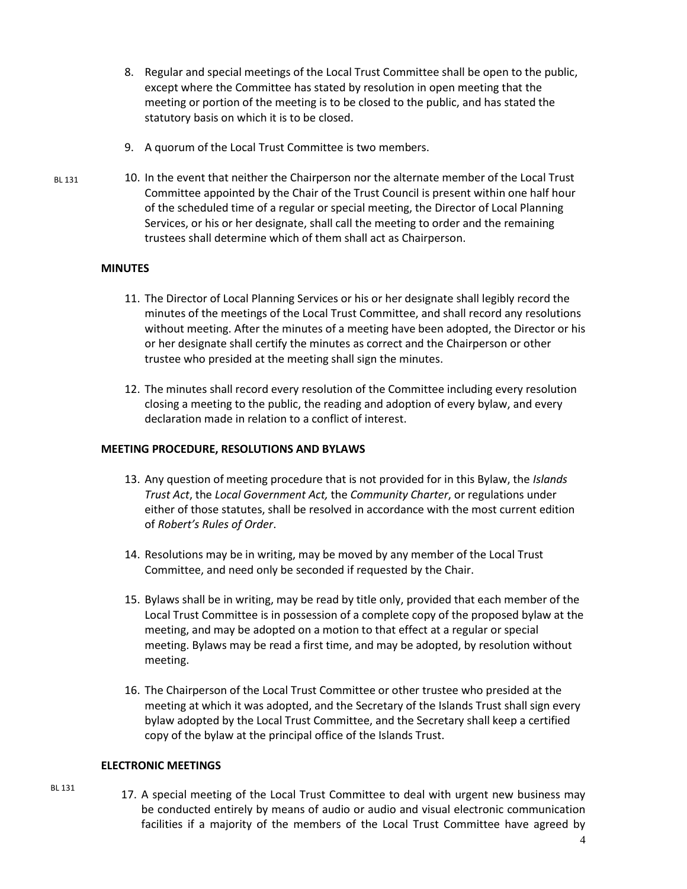8. Regular and special meetings of the Local Trust Committee shall be open to the public, except where the Committee has stated by resolution in open meeting that the meeting or portion of the meeting is to be closed to the public, and has stated the statutory basis on which it is to be closed.

9. A quorum of the Local Trust Committee is two members.

BL 131

10. In the event that neither the Chairperson nor the alternate member of the Local Trust Committee appointed by the Chair of the Trust Council is present within one half hour of the scheduled time of a regular or special meeting, the Director of Local Planning Services, or his or her designate, shall call the meeting to order and the remaining trustees shall determine which of them shall act as Chairperson.

## MINUTES

11. The Director of Local Planning Services or his or her designate shall legibly record the minutes of the meetings of the Local Trust Committee, and shall record any resolutions without meeting. After the minutes of a meeting have been adopted, the Director or his or her designate shall certify the minutes as correct and the Chairperson or other trustee who presided at the meeting shall sign the minutes.

12. The minutes shall record every resolution of the Committee including every resolution closing a meeting to the public, the reading and adoption of every bylaw, and every declaration made in relation to a conflict of interest.

## MEETING PROCEDURE, RESOLUTIONS AND BYLAWS

13. Any question of meeting procedure that is not provided for in this Bylaw, the *Islands Trust Act*, the *Local Government Act,* the *Community Charter*, or regulations under either of those statutes, shall be resolved in accordance with the most current edition of *Robert's Rules of Order*.

14. Resolutions may be in writing, may be moved by any member of the Local Trust Committee, and need only be seconded if requested by the Chair.

15. Bylaws shall be in writing, may be read by title only, provided that each member of the Local Trust Committee is in possession of a complete copy of the proposed bylaw at the meeting, and may be adopted on a motion to that effect at a regular or special meeting. Bylaws may be read a first time, and may be adopted, by resolution without meeting.

16. The Chairperson of the Local Trust Committee or other trustee who presided at the meeting at which it was adopted, and the Secretary of the Islands Trust shall sign every bylaw adopted by the Local Trust Committee, and the Secretary shall keep a certified copy of the bylaw at the principal office of the Islands Trust.

## ELECTRONIC MEETINGS

BL 131

17. A special meeting of the Local Trust Committee to deal with urgent new business may be conducted entirely by means of audio or audio and visual electronic communication facilities if a majority of the members of the Local Trust Committee have agreed by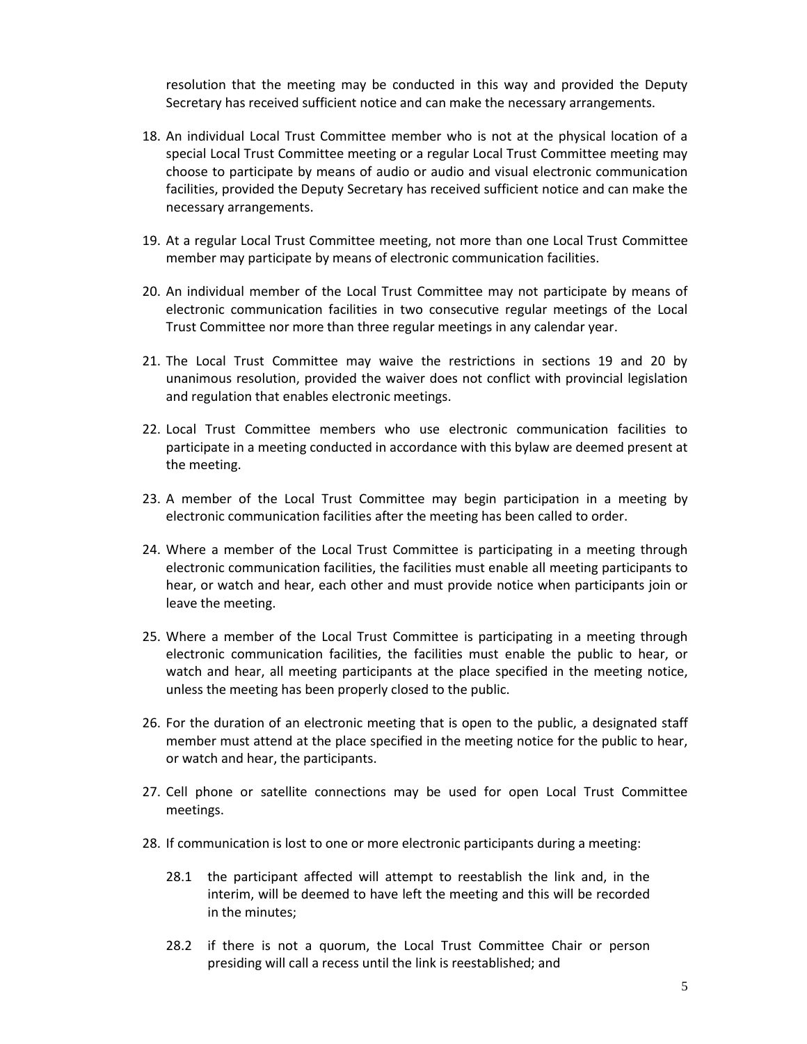resolution that the meeting may be conducted in this way and provided the Deputy Secretary has received sufficient notice and can make the necessary arrangements.

18. An individual Local Trust Committee member who is not at the physical location of a special Local Trust Committee meeting or a regular Local Trust Committee meeting may choose to participate by means of audio or audio and visual electronic communication facilities, provided the Deputy Secretary has received sufficient notice and can make the necessary arrangements.

19. At a regular Local Trust Committee meeting, not more than one Local Trust Committee member may participate by means of electronic communication facilities.

20. An individual member of the Local Trust Committee may not participate by means of electronic communication facilities in two consecutive regular meetings of the Local Trust Committee nor more than three regular meetings in any calendar year.

21. The Local Trust Committee may waive the restrictions in sections 19 and 20 by unanimous resolution, provided the waiver does not conflict with provincial legislation and regulation that enables electronic meetings.

22. Local Trust Committee members who use electronic communication facilities to participate in a meeting conducted in accordance with this bylaw are deemed present at the meeting.

23. A member of the Local Trust Committee may begin participation in a meeting by electronic communication facilities after the meeting has been called to order.

24. Where a member of the Local Trust Committee is participating in a meeting through electronic communication facilities, the facilities must enable all meeting participants to hear, or watch and hear, each other and must provide notice when participants join or leave the meeting.

25. Where a member of the Local Trust Committee is participating in a meeting through electronic communication facilities, the facilities must enable the public to hear, or watch and hear, all meeting participants at the place specified in the meeting notice, unless the meeting has been properly closed to the public.

26. For the duration of an electronic meeting that is open to the public, a designated staff member must attend at the place specified in the meeting notice for the public to hear, or watch and hear, the participants.

27. Cell phone or satellite connections may be used for open Local Trust Committee meetings.

28. If communication is lost to one or more electronic participants during a meeting:

    28.1 the participant affected will attempt to reestablish the link and, in the interim, will be deemed to have left the meeting and this will be recorded in the minutes;

    28.2 if there is not a quorum, the Local Trust Committee Chair or person presiding will call a recess until the link is reestablished; and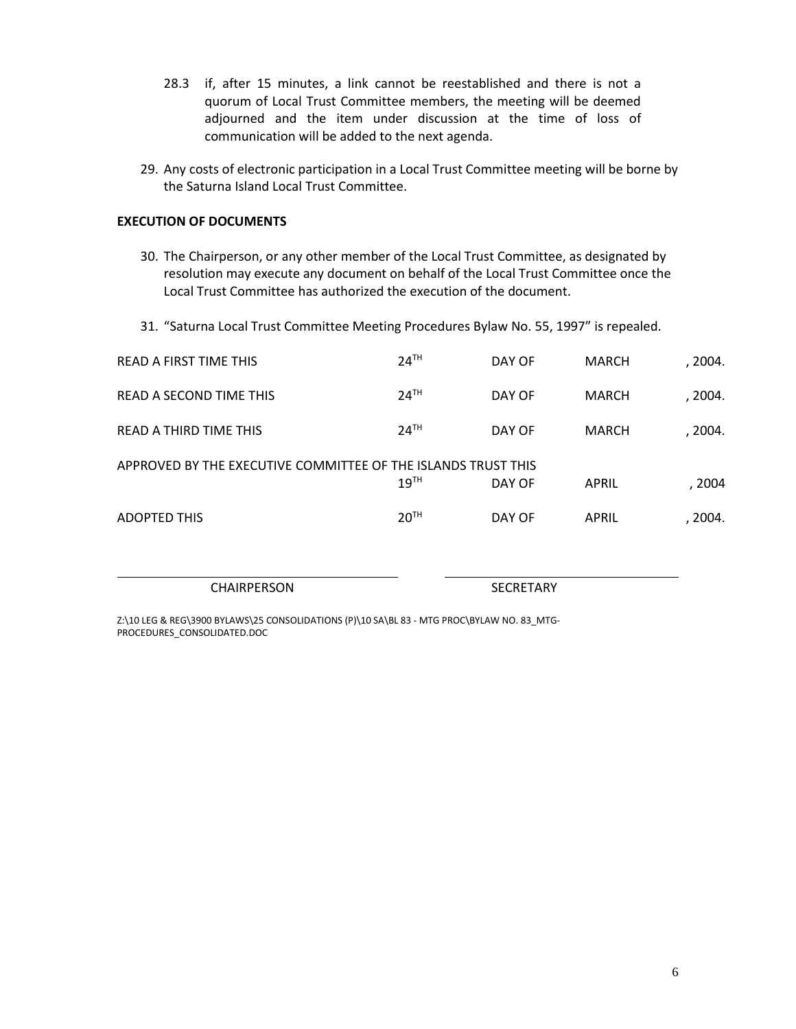28.3 if, after 15 minutes, a link cannot be reestablished and there is not a quorum of Local Trust Committee members, the meeting will be deemed adjourned and the item under discussion at the time of loss of communication will be added to the next agenda.

29. Any costs of electronic participation in a Local Trust Committee meeting will be borne by the Saturna Island Local Trust Committee.

**EXECUTION OF DOCUMENTS**

30. The Chairperson, or any other member of the Local Trust Committee, as designated by resolution may execute any document on behalf of the Local Trust Committee once the Local Trust Committee has authorized the execution of the document.

31. "Saturna Local Trust Committee Meeting Procedures Bylaw No. 55, 1997" is repealed.

| | | | | |
|---|---|---|---|---|
| READ A FIRST TIME THIS | 24TH | DAY OF | MARCH | , 2004. |
| READ A SECOND TIME THIS | 24TH | DAY OF | MARCH | , 2004. |
| READ A THIRD TIME THIS | 24TH | DAY OF | MARCH | , 2004. |
| APPROVED BY THE EXECUTIVE COMMITTEE OF THE ISLANDS TRUST THIS | 19TH | DAY OF | APRIL | , 2004 |
| ADOPTED THIS | 20TH | DAY OF | APRIL | , 2004. |

CHAIRPERSON

SECRETARY

Z:\10 LEG & REG\3900 BYLAWS\25 CONSOLIDATIONS (P)\10 SA\BL 83 - MTG PROC\BYLAW NO. 83_MTG-PROCEDURES_CONSOLIDATED.DOC